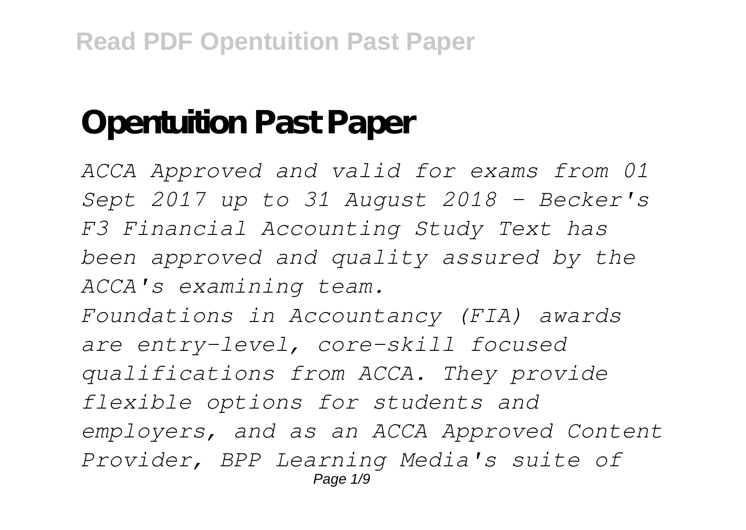# Opentuition Past Paper

*ACCA Approved and valid for exams from 01 Sept 2017 up to 31 August 2018 - Becker's F3 Financial Accounting Study Text has been approved and quality assured by the ACCA's examining team.*

*Foundations in Accountancy (FIA) awards are entry-level, core-skill focused qualifications from ACCA. They provide flexible options for students and employers, and as an ACCA Approved Content Provider, BPP Learning Media's suite of*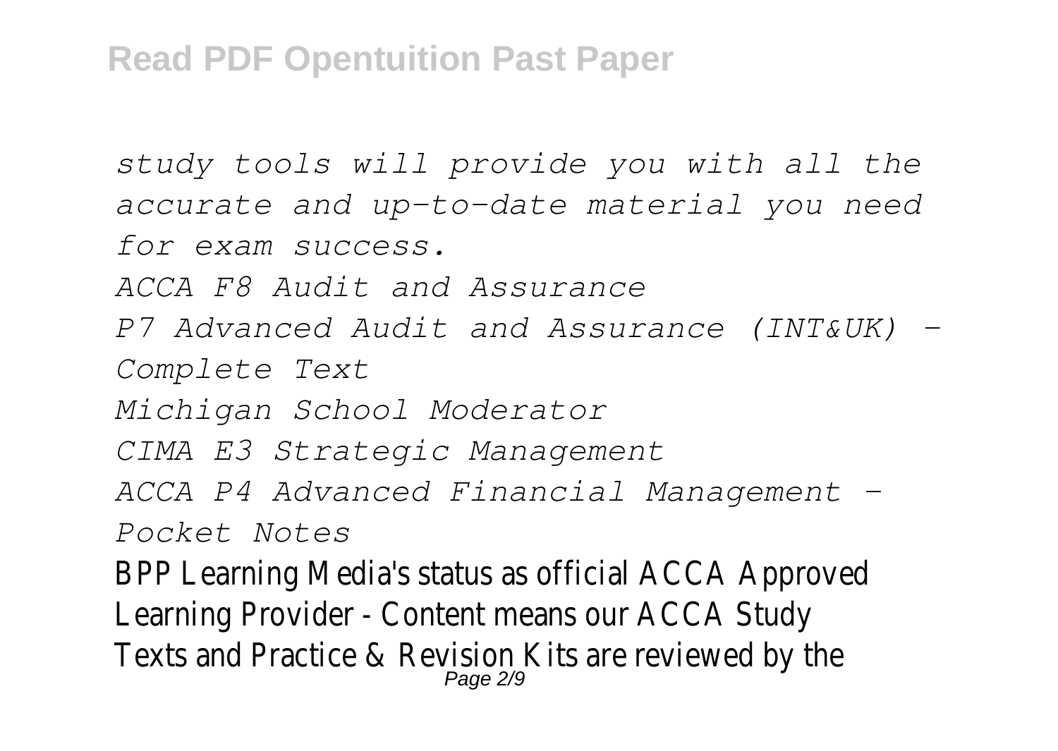*study tools will provide you with all the accurate and up-to-date material you need for exam success.*

*ACCA F8 Audit and Assurance*

*P7 Advanced Audit and Assurance (INT&UK) - Complete Text*

*Michigan School Moderator*

*CIMA E3 Strategic Management*

*ACCA P4 Advanced Financial Management - Pocket Notes*

BPP Learning Media's status as official ACCA Approved Learning Provider - Content means our ACCA Study Texts and Practice & Revision Kits are reviewed by the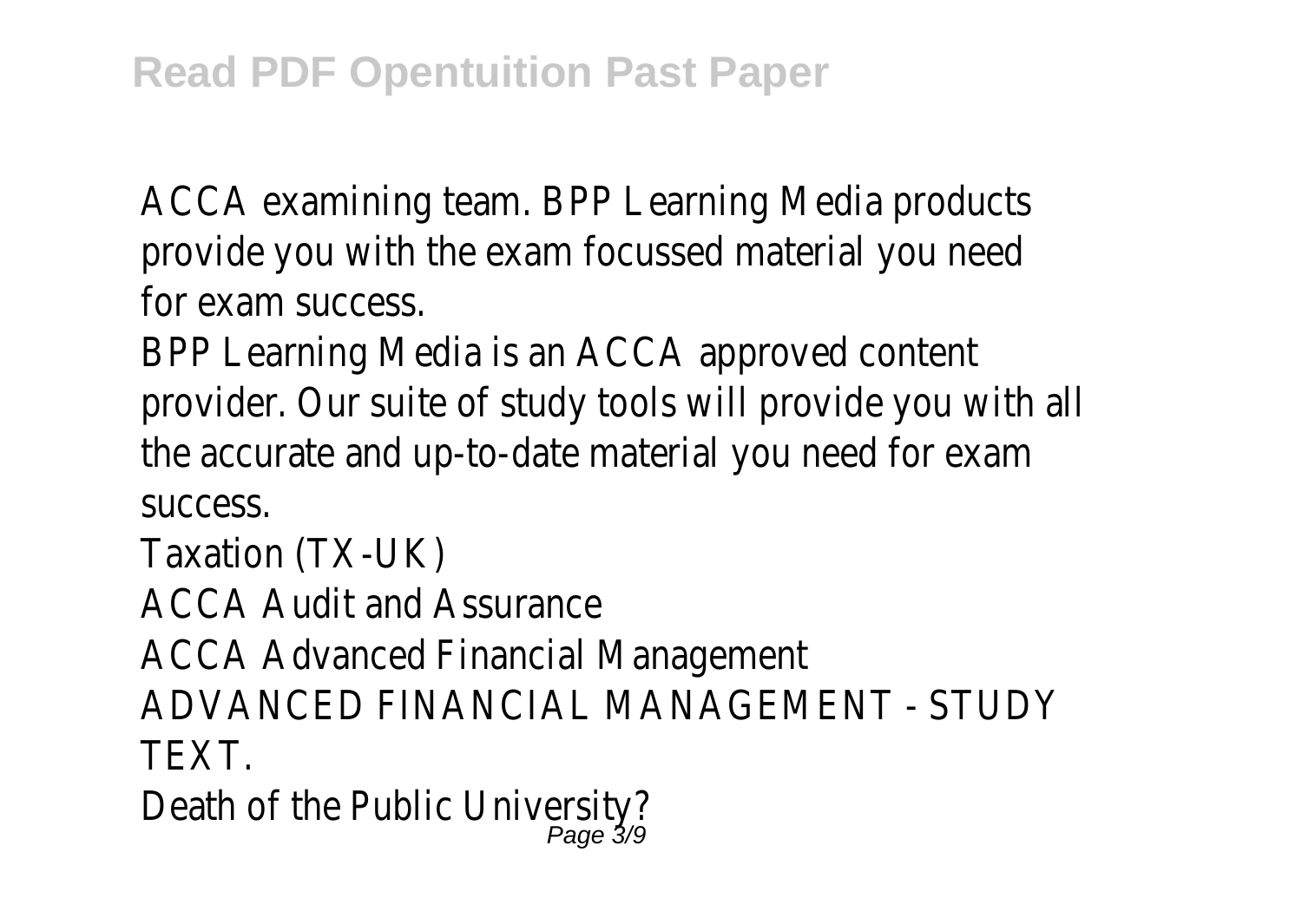ACCA examining team. BPP Learning Media products provide you with the exam focussed material you need for exam success.

BPP Learning Media is an ACCA approved content provider. Our suite of study tools will provide you with all the accurate and up-to-date material you need for exam success.

Taxation (TX-UK)

ACCA Audit and Assurance

ACCA Advanced Financial Management

ADVANCED FINANCIAL MANAGEMENT - STUDY TEXT.

Death of the Public University?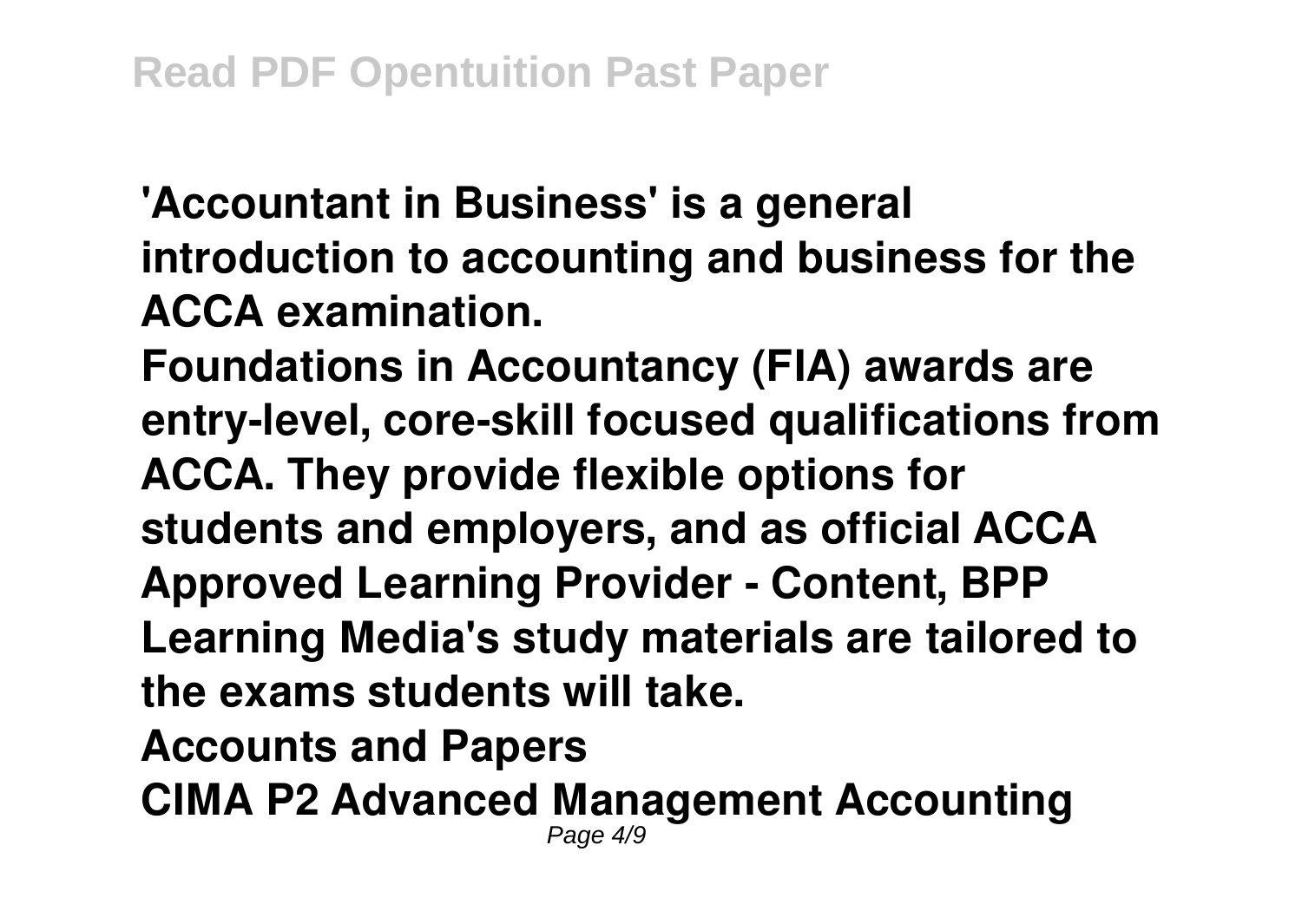**'Accountant in Business' is a general introduction to accounting and business for the ACCA examination.**

**Foundations in Accountancy (FIA) awards are entry-level, core-skill focused qualifications from ACCA. They provide flexible options for students and employers, and as official ACCA Approved Learning Provider - Content, BPP Learning Media's study materials are tailored to the exams students will take.**

**Accounts and Papers**

**CIMA P2 Advanced Management Accounting**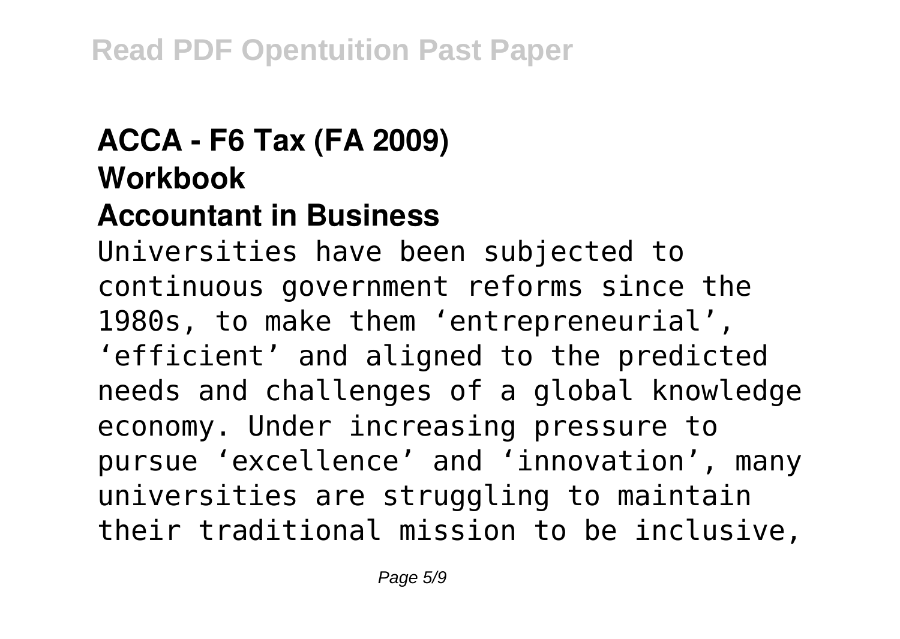**ACCA - F6 Tax (FA 2009) Workbook**

**Accountant in Business**

Universities have been subjected to continuous government reforms since the 1980s, to make them 'entrepreneurial', 'efficient' and aligned to the predicted needs and challenges of a global knowledge economy. Under increasing pressure to pursue 'excellence' and 'innovation', many universities are struggling to maintain their traditional mission to be inclusive,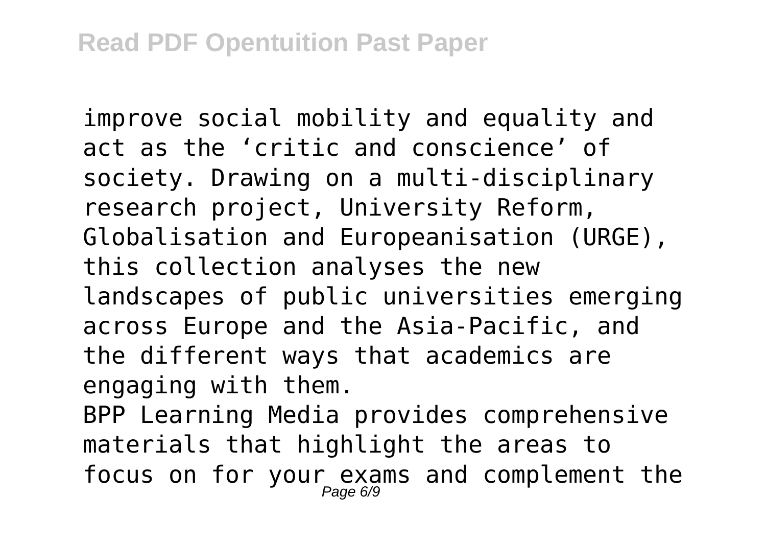improve social mobility and equality and act as the 'critic and conscience' of society. Drawing on a multi-disciplinary research project, University Reform, Globalisation and Europeanisation (URGE), this collection analyses the new landscapes of public universities emerging across Europe and the Asia-Pacific, and the different ways that academics are engaging with them.

BPP Learning Media provides comprehensive materials that highlight the areas to focus on for your exams and complement the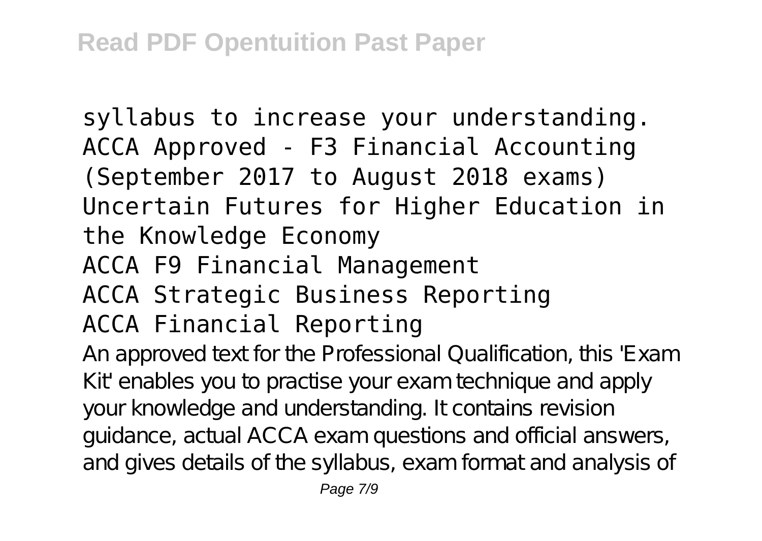syllabus to increase your understanding.
ACCA Approved - F3 Financial Accounting (September 2017 to August 2018 exams)
Uncertain Futures for Higher Education in the Knowledge Economy
ACCA F9 Financial Management
ACCA Strategic Business Reporting
ACCA Financial Reporting

An approved text for the Professional Qualification, this 'Exam Kit' enables you to practise your exam technique and apply your knowledge and understanding. It contains revision guidance, actual ACCA exam questions and official answers, and gives details of the syllabus, exam format and analysis of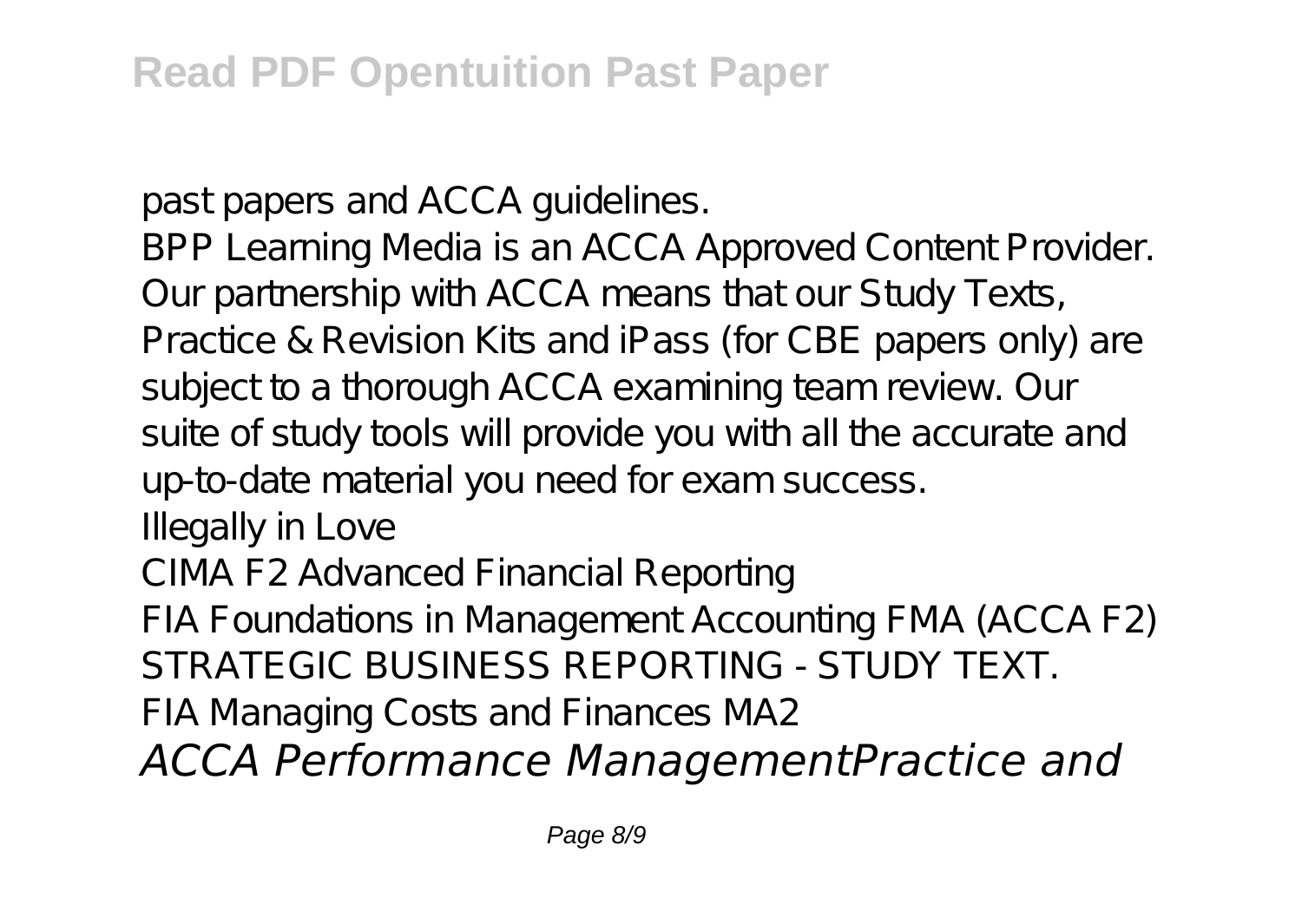past papers and ACCA guidelines.

BPP Learning Media is an ACCA Approved Content Provider. Our partnership with ACCA means that our Study Texts, Practice & Revision Kits and iPass (for CBE papers only) are subject to a thorough ACCA examining team review. Our suite of study tools will provide you with all the accurate and up-to-date material you need for exam success.

Illegally in Love

CIMA F2 Advanced Financial Reporting

FIA Foundations in Management Accounting FMA (ACCA F2)

STRATEGIC BUSINESS REPORTING - STUDY TEXT.

FIA Managing Costs and Finances MA2

***ACCA Performance ManagementPractice and***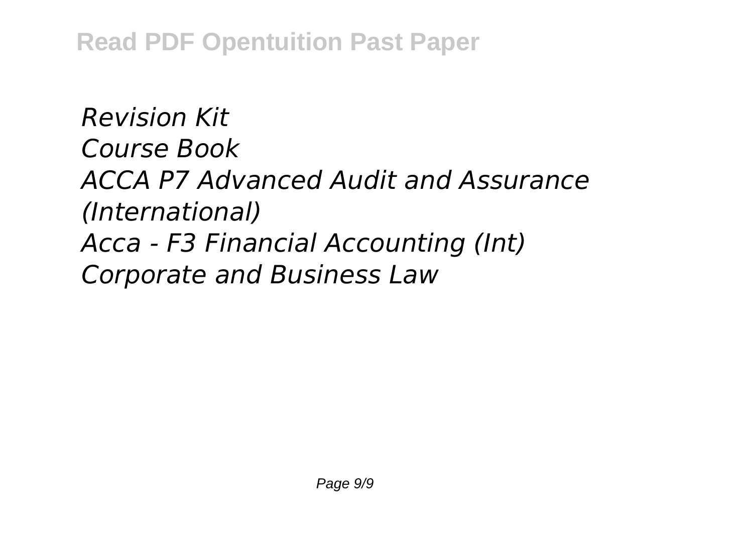*Revision Kit*
*Course Book*
*ACCA P7 Advanced Audit and Assurance (International)*
*Acca - F3 Financial Accounting (Int)*
*Corporate and Business Law*